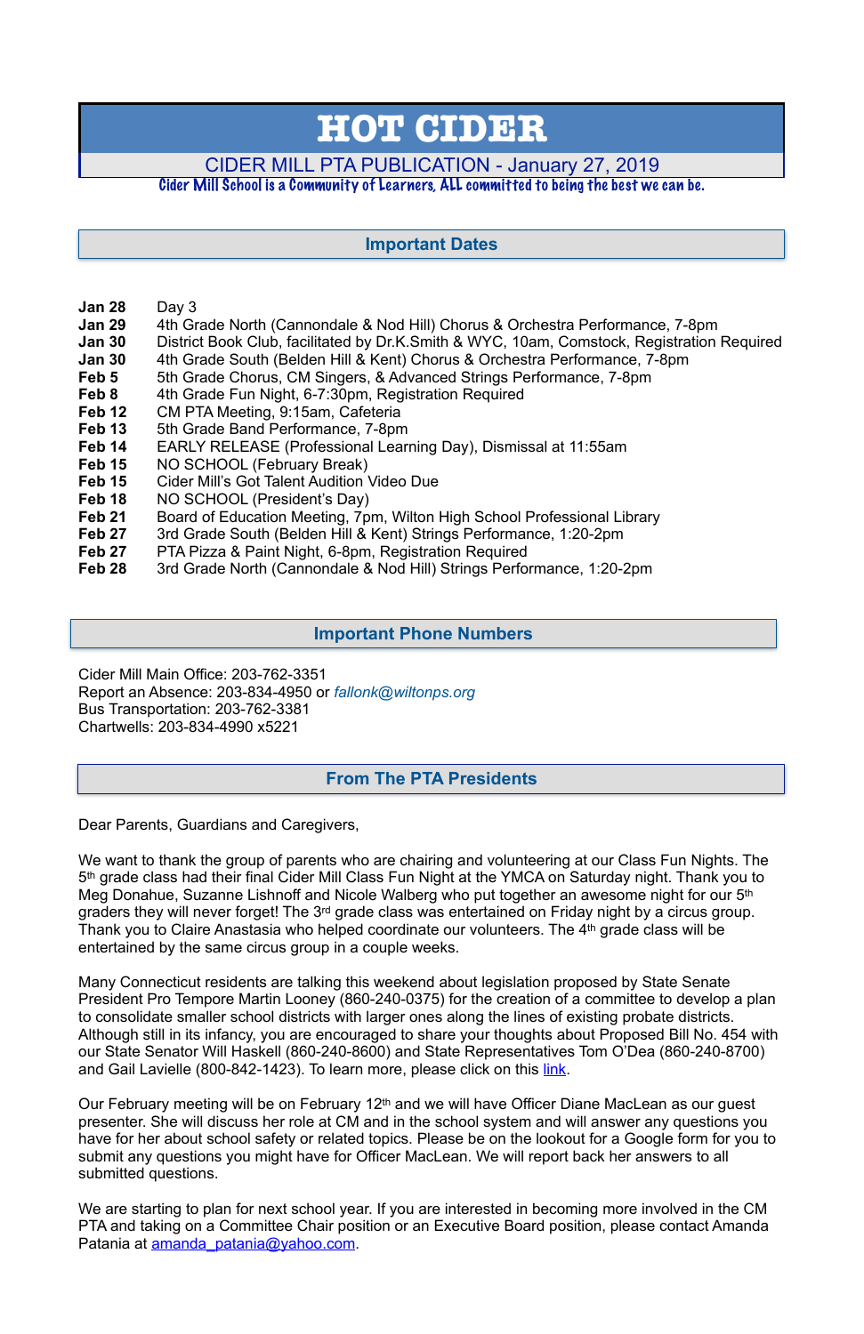# HOT CIDER

CIDER MILL PTA PUBLICATION - January 27, 2019

Cider Mill School is a Community of Learners, ALL committed to being the best we can be.

## Important Dates

| | |
|---|---|
| **Jan 28** | Day 3 |
| **Jan 29** | 4th Grade North (Cannondale & Nod Hill) Chorus & Orchestra Performance, 7-8pm |
| **Jan 30** | District Book Club, facilitated by Dr.K.Smith & WYC, 10am, Comstock, Registration Required |
| **Jan 30** | 4th Grade South (Belden Hill & Kent) Chorus & Orchestra Performance, 7-8pm |
| **Feb 5** | 5th Grade Chorus, CM Singers, & Advanced Strings Performance, 7-8pm |
| **Feb 8** | 4th Grade Fun Night, 6-7:30pm, Registration Required |
| **Feb 12** | CM PTA Meeting, 9:15am, Cafeteria |
| **Feb 13** | 5th Grade Band Performance, 7-8pm |
| **Feb 14** | EARLY RELEASE (Professional Learning Day), Dismissal at 11:55am |
| **Feb 15** | NO SCHOOL (February Break) |
| **Feb 15** | Cider Mill's Got Talent Audition Video Due |
| **Feb 18** | NO SCHOOL (President's Day) |
| **Feb 21** | Board of Education Meeting, 7pm, Wilton High School Professional Library |
| **Feb 27** | 3rd Grade South (Belden Hill & Kent) Strings Performance, 1:20-2pm |
| **Feb 27** | PTA Pizza & Paint Night, 6-8pm, Registration Required |
| **Feb 28** | 3rd Grade North (Cannondale & Nod Hill) Strings Performance, 1:20-2pm |

## Important Phone Numbers

Cider Mill Main Office: 203-762-3351
Report an Absence: 203-834-4950 or *fallonk@wiltonps.org*
Bus Transportation: 203-762-3381
Chartwells: 203-834-4990 x5221

## From The PTA Presidents

Dear Parents, Guardians and Caregivers,

We want to thank the group of parents who are chairing and volunteering at our Class Fun Nights. The 5th grade class had their final Cider Mill Class Fun Night at the YMCA on Saturday night. Thank you to Meg Donahue, Suzanne Lishnoff and Nicole Walberg who put together an awesome night for our 5th graders they will never forget! The 3rd grade class was entertained on Friday night by a circus group. Thank you to Claire Anastasia who helped coordinate our volunteers. The 4th grade class will be entertained by the same circus group in a couple weeks.

Many Connecticut residents are talking this weekend about legislation proposed by State Senate President Pro Tempore Martin Looney (860-240-0375) for the creation of a committee to develop a plan to consolidate smaller school districts with larger ones along the lines of existing probate districts. Although still in its infancy, you are encouraged to share your thoughts about Proposed Bill No. 454 with our State Senator Will Haskell (860-240-8600) and State Representatives Tom O'Dea (860-240-8700) and Gail Lavielle (800-842-1423). To learn more, please click on this link.

Our February meeting will be on February 12th and we will have Officer Diane MacLean as our guest presenter. She will discuss her role at CM and in the school system and will answer any questions you have for her about school safety or related topics. Please be on the lookout for a Google form for you to submit any questions you might have for Officer MacLean. We will report back her answers to all submitted questions.

We are starting to plan for next school year. If you are interested in becoming more involved in the CM PTA and taking on a Committee Chair position or an Executive Board position, please contact Amanda Patania at amanda_patania@yahoo.com.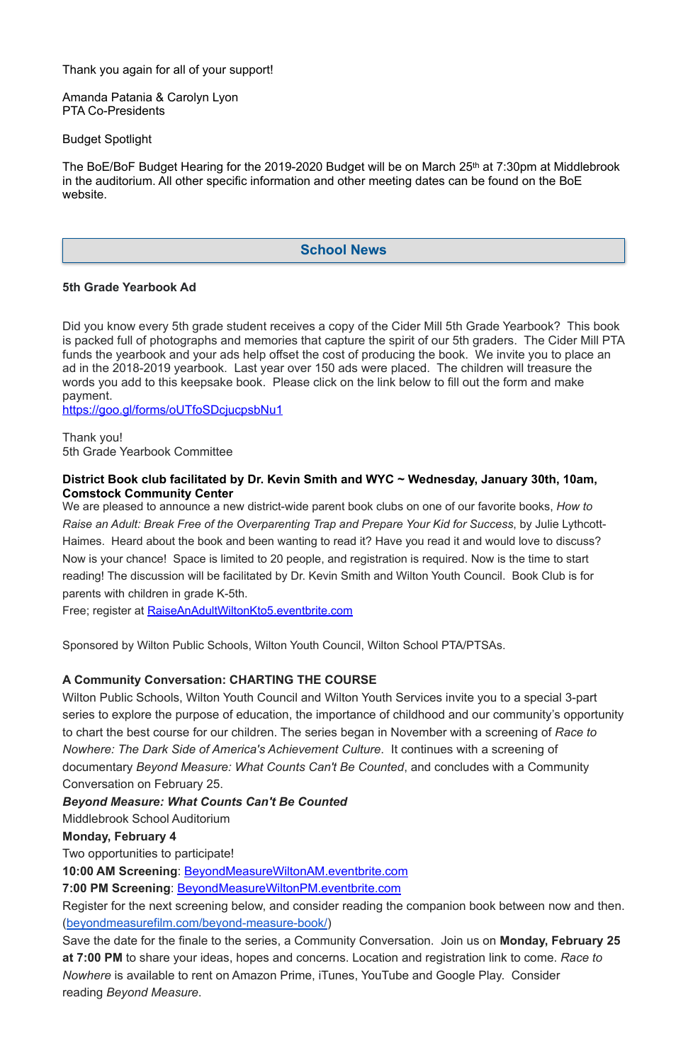Thank you again for all of your support!

Amanda Patania & Carolyn Lyon
PTA Co-Presidents

Budget Spotlight

The BoE/BoF Budget Hearing for the 2019-2020 Budget will be on March 25th at 7:30pm at Middlebrook in the auditorium. All other specific information and other meeting dates can be found on the BoE website.

## School News

**5th Grade Yearbook Ad**

Did you know every 5th grade student receives a copy of the Cider Mill 5th Grade Yearbook? This book is packed full of photographs and memories that capture the spirit of our 5th graders. The Cider Mill PTA funds the yearbook and your ads help offset the cost of producing the book. We invite you to place an ad in the 2018-2019 yearbook. Last year over 150 ads were placed. The children will treasure the words you add to this keepsake book. Please click on the link below to fill out the form and make payment.
https://goo.gl/forms/oUTfoSDcjucpsbNu1

Thank you!
5th Grade Yearbook Committee

**District Book club facilitated by Dr. Kevin Smith and WYC ~ Wednesday, January 30th, 10am, Comstock Community Center**

We are pleased to announce a new district-wide parent book clubs on one of our favorite books, *How to Raise an Adult: Break Free of the Overparenting Trap and Prepare Your Kid for Success*, by Julie Lythcott-Haimes. Heard about the book and been wanting to read it? Have you read it and would love to discuss? Now is your chance! Space is limited to 20 people, and registration is required. Now is the time to start reading! The discussion will be facilitated by Dr. Kevin Smith and Wilton Youth Council. Book Club is for parents with children in grade K-5th.
Free; register at RaiseAnAdultWiltonKto5.eventbrite.com

Sponsored by Wilton Public Schools, Wilton Youth Council, Wilton School PTA/PTSAs.

**A Community Conversation: CHARTING THE COURSE**

Wilton Public Schools, Wilton Youth Council and Wilton Youth Services invite you to a special 3-part series to explore the purpose of education, the importance of childhood and our community's opportunity to chart the best course for our children. The series began in November with a screening of *Race to Nowhere: The Dark Side of America's Achievement Culture*. It continues with a screening of documentary *Beyond Measure: What Counts Can't Be Counted*, and concludes with a Community Conversation on February 25.

***Beyond Measure: What Counts Can't Be Counted***
Middlebrook School Auditorium
**Monday, February 4**
Two opportunities to participate!
**10:00 AM Screening**: BeyondMeasureWiltonAM.eventbrite.com
**7:00 PM Screening**: BeyondMeasureWiltonPM.eventbrite.com
Register for the next screening below, and consider reading the companion book between now and then. (beyondmeasurefilm.com/beyond-measure-book/)
Save the date for the finale to the series, a Community Conversation. Join us on **Monday, February 25 at 7:00 PM** to share your ideas, hopes and concerns. Location and registration link to come. *Race to Nowhere* is available to rent on Amazon Prime, iTunes, YouTube and Google Play. Consider reading *Beyond Measure*.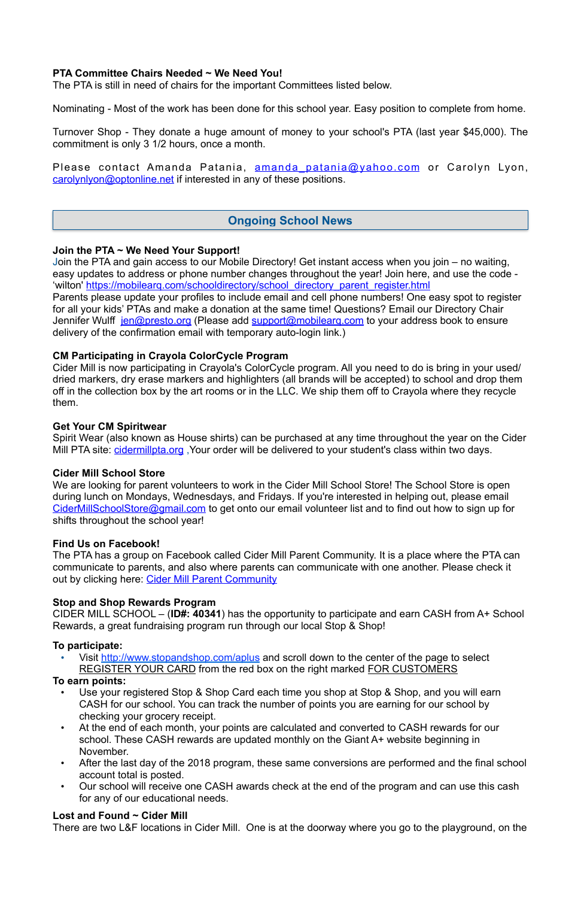**PTA Committee Chairs Needed ~ We Need You!**
The PTA is still in need of chairs for the important Committees listed below.

Nominating - Most of the work has been done for this school year. Easy position to complete from home.

Turnover Shop - They donate a huge amount of money to your school's PTA (last year $45,000). The commitment is only 3 1/2 hours, once a month.

Please contact Amanda Patania, amanda_patania@yahoo.com or Carolyn Lyon, carolynlyon@optonline.net if interested in any of these positions.

## Ongoing School News

**Join the PTA ~ We Need Your Support!**
Join the PTA and gain access to our Mobile Directory! Get instant access when you join – no waiting, easy updates to address or phone number changes throughout the year! Join here, and use the code - 'wilton' https://mobilearq.com/schooldirectory/school_directory_parent_register.html
Parents please update your profiles to include email and cell phone numbers! One easy spot to register for all your kids' PTAs and make a donation at the same time! Questions? Email our Directory Chair Jennifer Wulff jen@presto.org (Please add support@mobilearq.com to your address book to ensure delivery of the confirmation email with temporary auto-login link.)

**CM Participating in Crayola ColorCycle Program**
Cider Mill is now participating in Crayola's ColorCycle program. All you need to do is bring in your used/dried markers, dry erase markers and highlighters (all brands will be accepted) to school and drop them off in the collection box by the art rooms or in the LLC. We ship them off to Crayola where they recycle them.

**Get Your CM Spiritwear**
Spirit Wear (also known as House shirts) can be purchased at any time throughout the year on the Cider Mill PTA site: cidermillpta.org ,Your order will be delivered to your student's class within two days.

**Cider Mill School Store**
We are looking for parent volunteers to work in the Cider Mill School Store! The School Store is open during lunch on Mondays, Wednesdays, and Fridays. If you're interested in helping out, please email CiderMillSchoolStore@gmail.com to get onto our email volunteer list and to find out how to sign up for shifts throughout the school year!

**Find Us on Facebook!**
The PTA has a group on Facebook called Cider Mill Parent Community. It is a place where the PTA can communicate to parents, and also where parents can communicate with one another. Please check it out by clicking here: Cider Mill Parent Community

**Stop and Shop Rewards Program**
CIDER MILL SCHOOL – (**ID#: 40341**) has the opportunity to participate and earn CASH from A+ School Rewards, a great fundraising program run through our local Stop & Shop!

**To participate:**

- Visit http://www.stopandshop.com/aplus and scroll down to the center of the page to select REGISTER YOUR CARD from the red box on the right marked FOR CUSTOMERS

**To earn points:**

- Use your registered Stop & Shop Card each time you shop at Stop & Shop, and you will earn CASH for our school. You can track the number of points you are earning for our school by checking your grocery receipt.
- At the end of each month, your points are calculated and converted to CASH rewards for our school. These CASH rewards are updated monthly on the Giant A+ website beginning in November.
- After the last day of the 2018 program, these same conversions are performed and the final school account total is posted.
- Our school will receive one CASH awards check at the end of the program and can use this cash for any of our educational needs.

**Lost and Found ~ Cider Mill**
There are two L&F locations in Cider Mill. One is at the doorway where you go to the playground, on the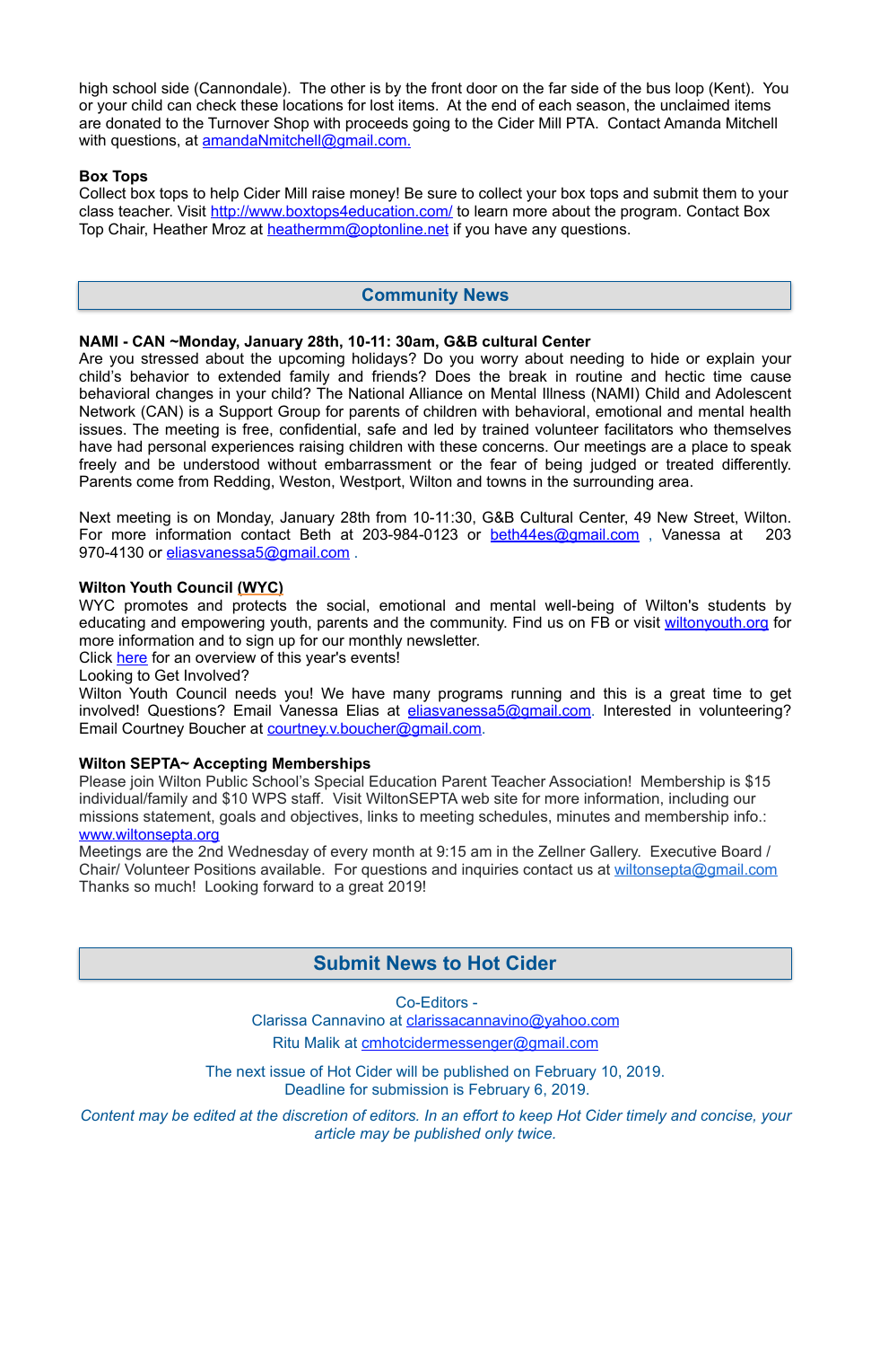high school side (Cannondale). The other is by the front door on the far side of the bus loop (Kent). You or your child can check these locations for lost items. At the end of each season, the unclaimed items are donated to the Turnover Shop with proceeds going to the Cider Mill PTA. Contact Amanda Mitchell with questions, at amandaNmitchell@gmail.com.

**Box Tops**

Collect box tops to help Cider Mill raise money! Be sure to collect your box tops and submit them to your class teacher. Visit http://www.boxtops4education.com/ to learn more about the program. Contact Box Top Chair, Heather Mroz at heathermm@optonline.net if you have any questions.

## Community News

**NAMI - CAN ~Monday, January 28th, 10-11: 30am, G&B cultural Center**

Are you stressed about the upcoming holidays? Do you worry about needing to hide or explain your child's behavior to extended family and friends? Does the break in routine and hectic time cause behavioral changes in your child? The National Alliance on Mental Illness (NAMI) Child and Adolescent Network (CAN) is a Support Group for parents of children with behavioral, emotional and mental health issues. The meeting is free, confidential, safe and led by trained volunteer facilitators who themselves have had personal experiences raising children with these concerns. Our meetings are a place to speak freely and be understood without embarrassment or the fear of being judged or treated differently. Parents come from Redding, Weston, Westport, Wilton and towns in the surrounding area.

Next meeting is on Monday, January 28th from 10-11:30, G&B Cultural Center, 49 New Street, Wilton. For more information contact Beth at 203-984-0123 or beth44es@gmail.com , Vanessa at 203 970-4130 or eliasvanessa5@gmail.com .

**Wilton Youth Council (WYC)**

WYC promotes and protects the social, emotional and mental well-being of Wilton's students by educating and empowering youth, parents and the community. Find us on FB or visit wiltonyouth.org for more information and to sign up for our monthly newsletter.
Click here for an overview of this year's events!
Looking to Get Involved?
Wilton Youth Council needs you! We have many programs running and this is a great time to get involved! Questions? Email Vanessa Elias at eliasvanessa5@gmail.com. Interested in volunteering? Email Courtney Boucher at courtney.v.boucher@gmail.com.

**Wilton SEPTA~ Accepting Memberships**

Please join Wilton Public School's Special Education Parent Teacher Association! Membership is $15 individual/family and $10 WPS staff. Visit WiltonSEPTA web site for more information, including our missions statement, goals and objectives, links to meeting schedules, minutes and membership info.: www.wiltonsepta.org
Meetings are the 2nd Wednesday of every month at 9:15 am in the Zellner Gallery. Executive Board / Chair/ Volunteer Positions available. For questions and inquiries contact us at wiltonsepta@gmail.com
Thanks so much! Looking forward to a great 2019!

## Submit News to Hot Cider

Co-Editors -
Clarissa Cannavino at clarissacannavino@yahoo.com
Ritu Malik at cmhotcidermessenger@gmail.com

The next issue of Hot Cider will be published on February 10, 2019.
Deadline for submission is February 6, 2019.

*Content may be edited at the discretion of editors. In an effort to keep Hot Cider timely and concise, your article may be published only twice.*